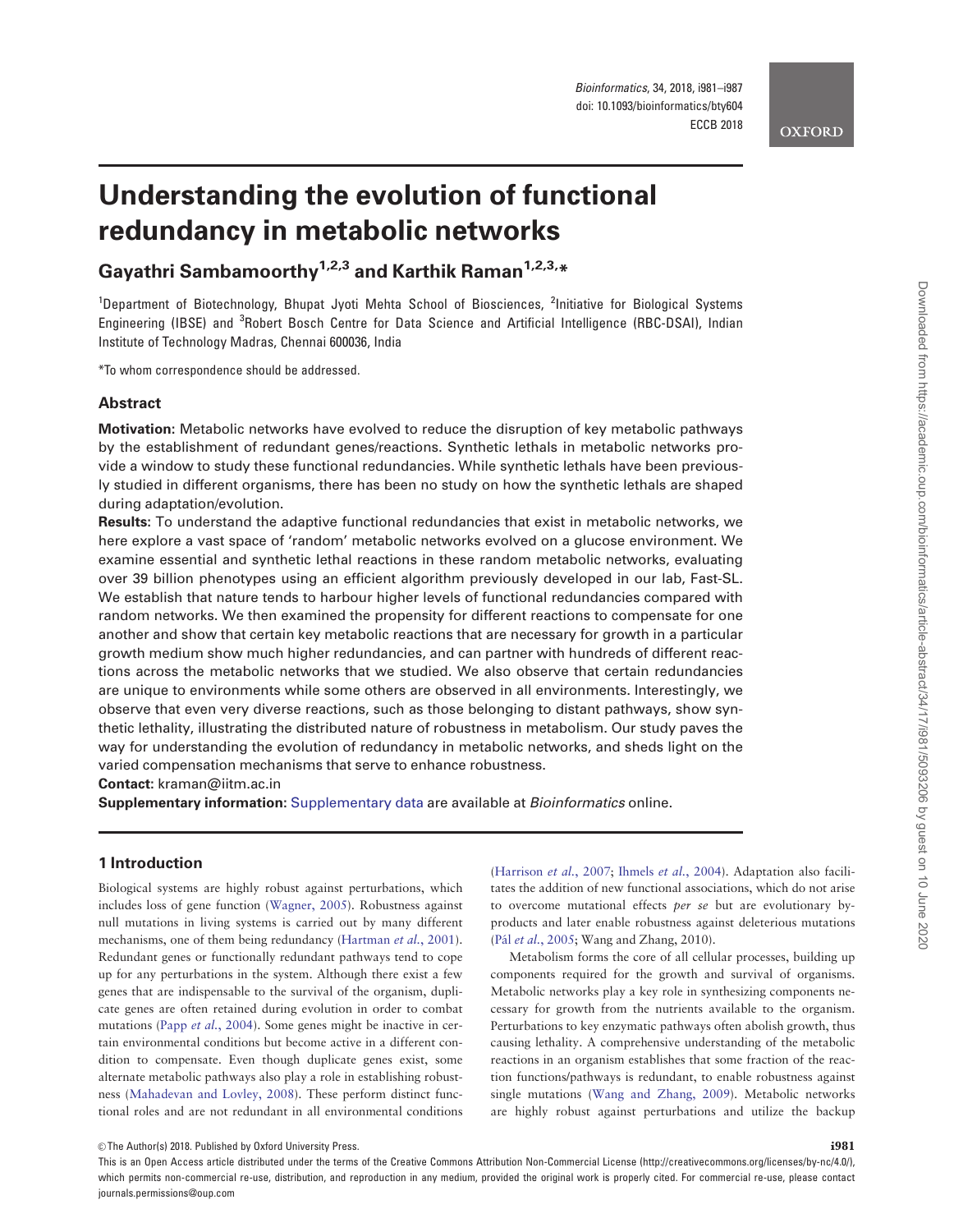# Understanding the evolution of functional redundancy in metabolic networks

## Gayathri Sambamoorthy[1,2,3] and Karthik Raman[1,2,3,*]

[1]Department of Biotechnology, Bhupat Jyoti Mehta School of Biosciences, [2]Initiative for Biological Systems Engineering (IBSE) and [3]Robert Bosch Centre for Data Science and Artificial Intelligence (RBC-DSAI), Indian Institute of Technology Madras, Chennai 600036, India

*To whom correspondence should be addressed.

### Abstract

**Motivation:** Metabolic networks have evolved to reduce the disruption of key metabolic pathways by the establishment of redundant genes/reactions. Synthetic lethals in metabolic networks provide a window to study these functional redundancies. While synthetic lethals have been previously studied in different organisms, there has been no study on how the synthetic lethals are shaped during adaptation/evolution.

**Results:** To understand the adaptive functional redundancies that exist in metabolic networks, we here explore a vast space of 'random' metabolic networks evolved on a glucose environment. We examine essential and synthetic lethal reactions in these random metabolic networks, evaluating over 39 billion phenotypes using an efficient algorithm previously developed in our lab, Fast-SL. We establish that nature tends to harbour higher levels of functional redundancies compared with random networks. We then examined the propensity for different reactions to compensate for one another and show that certain key metabolic reactions that are necessary for growth in a particular growth medium show much higher redundancies, and can partner with hundreds of different reactions across the metabolic networks that we studied. We also observe that certain redundancies are unique to environments while some others are observed in all environments. Interestingly, we observe that even very diverse reactions, such as those belonging to distant pathways, show synthetic lethality, illustrating the distributed nature of robustness in metabolism. Our study paves the way for understanding the evolution of redundancy in metabolic networks, and sheds light on the varied compensation mechanisms that serve to enhance robustness.

**Contact:** kraman@iitm.ac.in

**Supplementary information:** Supplementary data are available at *Bioinformatics* online.

## 1 Introduction

Biological systems are highly robust against perturbations, which includes loss of gene function (Wagner, 2005). Robustness against null mutations in living systems is carried out by many different mechanisms, one of them being redundancy (Hartman *et al.*, 2001). Redundant genes or functionally redundant pathways tend to cope up for any perturbations in the system. Although there exist a few genes that are indispensable to the survival of the organism, duplicate genes are often retained during evolution in order to combat mutations (Papp *et al.*, 2004). Some genes might be inactive in certain environmental conditions but become active in a different condition to compensate. Even though duplicate genes exist, some alternate metabolic pathways also play a role in establishing robustness (Mahadevan and Lovley, 2008). These perform distinct functional roles and are not redundant in all environmental conditions (Harrison *et al.*, 2007; Ihmels *et al.*, 2004). Adaptation also facilitates the addition of new functional associations, which do not arise to overcome mutational effects *per se* but are evolutionary byproducts and later enable robustness against deleterious mutations (Pál *et al.*, 2005; Wang and Zhang, 2010).

Metabolism forms the core of all cellular processes, building up components required for the growth and survival of organisms. Metabolic networks play a key role in synthesizing components necessary for growth from the nutrients available to the organism. Perturbations to key enzymatic pathways often abolish growth, thus causing lethality. A comprehensive understanding of the metabolic reactions in an organism establishes that some fraction of the reaction functions/pathways is redundant, to enable robustness against single mutations (Wang and Zhang, 2009). Metabolic networks are highly robust against perturbations and utilize the backup

© The Author(s) 2018. Published by Oxford University Press.

This is an Open Access article distributed under the terms of the Creative Commons Attribution Non-Commercial License (http://creativecommons.org/licenses/by-nc/4.0/), which permits non-commercial re-use, distribution, and reproduction in any medium, provided the original work is properly cited. For commercial re-use, please contact journals.permissions@oup.com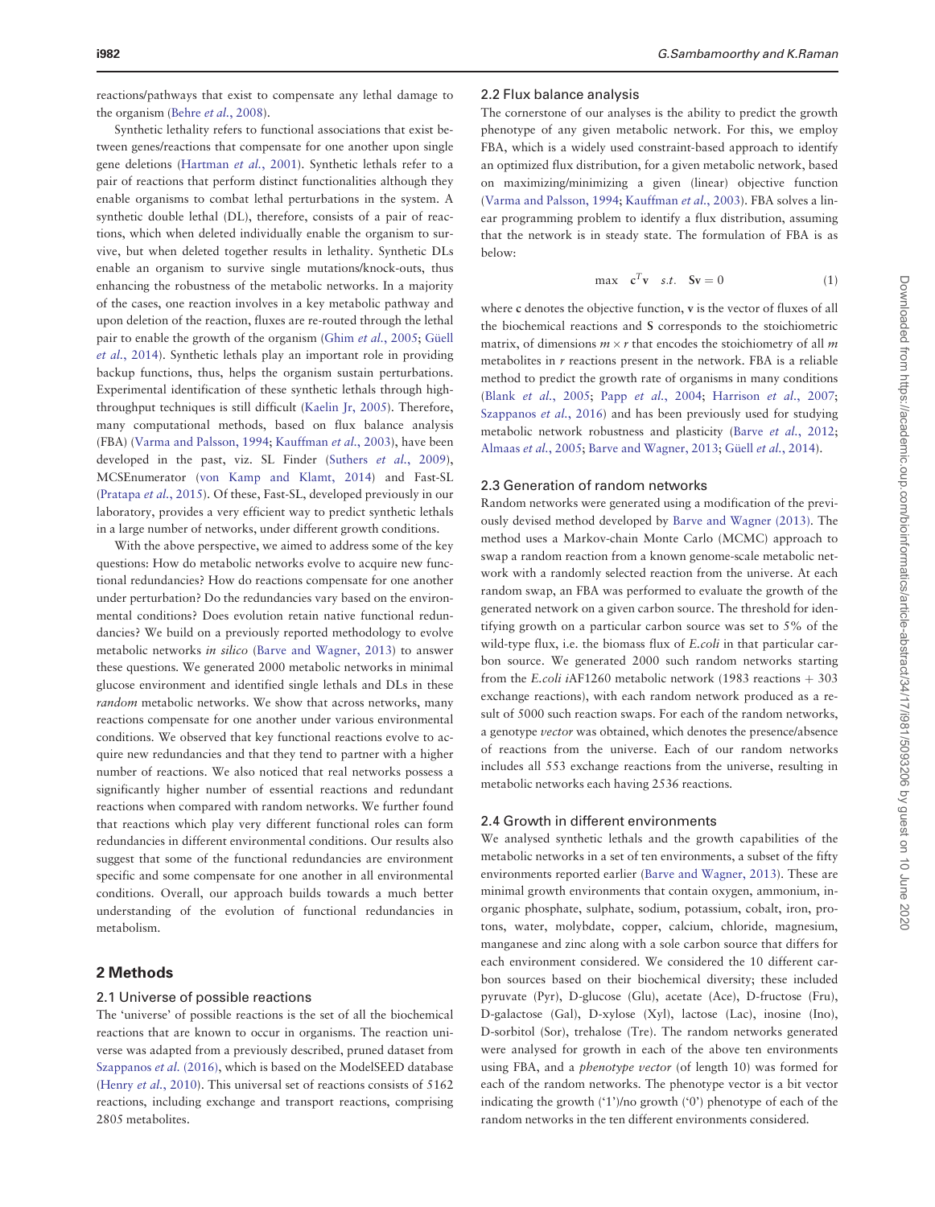reactions/pathways that exist to compensate any lethal damage to the organism (Behre *et al.*, 2008).

Synthetic lethality refers to functional associations that exist between genes/reactions that compensate for one another upon single gene deletions (Hartman *et al.*, 2001). Synthetic lethals refer to a pair of reactions that perform distinct functionalities although they enable organisms to combat lethal perturbations in the system. A synthetic double lethal (DL), therefore, consists of a pair of reactions, which when deleted individually enable the organism to survive, but when deleted together results in lethality. Synthetic DLs enable an organism to survive single mutations/knock-outs, thus enhancing the robustness of the metabolic networks. In a majority of the cases, one reaction involves in a key metabolic pathway and upon deletion of the reaction, fluxes are re-routed through the lethal pair to enable the growth of the organism (Ghim *et al.*, 2005; Güell *et al.*, 2014). Synthetic lethals play an important role in providing backup functions, thus, helps the organism sustain perturbations. Experimental identification of these synthetic lethals through high-throughput techniques is still difficult (Kaelin Jr, 2005). Therefore, many computational methods, based on flux balance analysis (FBA) (Varma and Palsson, 1994; Kauffman *et al.*, 2003), have been developed in the past, viz. SL Finder (Suthers *et al.*, 2009), MCSEnumerator (von Kamp and Klamt, 2014) and Fast-SL (Pratapa *et al.*, 2015). Of these, Fast-SL, developed previously in our laboratory, provides a very efficient way to predict synthetic lethals in a large number of networks, under different growth conditions.

With the above perspective, we aimed to address some of the key questions: How do metabolic networks evolve to acquire new functional redundancies? How do reactions compensate for one another under perturbation? Do the redundancies vary based on the environmental conditions? Does evolution retain native functional redundancies? We build on a previously reported methodology to evolve metabolic networks *in silico* (Barve and Wagner, 2013) to answer these questions. We generated 2000 metabolic networks in minimal glucose environment and identified single lethals and DLs in these *random* metabolic networks. We show that across networks, many reactions compensate for one another under various environmental conditions. We observed that key functional reactions evolve to acquire new redundancies and that they tend to partner with a higher number of reactions. We also noticed that real networks possess a significantly higher number of essential reactions and redundant reactions when compared with random networks. We further found that reactions which play very different functional roles can form redundancies in different environmental conditions. Our results also suggest that some of the functional redundancies are environment specific and some compensate for one another in all environmental conditions. Overall, our approach builds towards a much better understanding of the evolution of functional redundancies in metabolism.

## 2 Methods

### 2.1 Universe of possible reactions

The 'universe' of possible reactions is the set of all the biochemical reactions that are known to occur in organisms. The reaction universe was adapted from a previously described, pruned dataset from Szappanos *et al.* (2016), which is based on the ModelSEED database (Henry *et al.*, 2010). This universal set of reactions consists of 5162 reactions, including exchange and transport reactions, comprising 2805 metabolites.

### 2.2 Flux balance analysis

The cornerstone of our analyses is the ability to predict the growth phenotype of any given metabolic network. For this, we employ FBA, which is a widely used constraint-based approach to identify an optimized flux distribution, for a given metabolic network, based on maximizing/minimizing a given (linear) objective function (Varma and Palsson, 1994; Kauffman *et al.*, 2003). FBA solves a linear programming problem to identify a flux distribution, assuming that the network is in steady state. The formulation of FBA is as below:

$$\max \quad \mathbf{c}^T\mathbf{v} \quad s.t. \quad \mathbf{S}\mathbf{v} = 0 \tag{1}$$

where **c** denotes the objective function, **v** is the vector of fluxes of all the biochemical reactions and **S** corresponds to the stoichiometric matrix, of dimensions $m \times r$ that encodes the stoichiometry of all $m$ metabolites in $r$ reactions present in the network. FBA is a reliable method to predict the growth rate of organisms in many conditions (Blank *et al.*, 2005; Papp *et al.*, 2004; Harrison *et al.*, 2007; Szappanos *et al.*, 2016) and has been previously used for studying metabolic network robustness and plasticity (Barve *et al.*, 2012; Almaas *et al.*, 2005; Barve and Wagner, 2013; Güell *et al.*, 2014).

### 2.3 Generation of random networks

Random networks were generated using a modification of the previously devised method developed by Barve and Wagner (2013). The method uses a Markov-chain Monte Carlo (MCMC) approach to swap a random reaction from a known genome-scale metabolic network with a randomly selected reaction from the universe. At each random swap, an FBA was performed to evaluate the growth of the generated network on a given carbon source. The threshold for identifying growth on a particular carbon source was set to 5% of the wild-type flux, i.e. the biomass flux of *E.coli* in that particular carbon source. We generated 2000 such random networks starting from the *E.coli* *i*AF1260 metabolic network (1983 reactions + 303 exchange reactions), with each random network produced as a result of 5000 such reaction swaps. For each of the random networks, a genotype *vector* was obtained, which denotes the presence/absence of reactions from the universe. Each of our random networks includes all 553 exchange reactions from the universe, resulting in metabolic networks each having 2536 reactions.

### 2.4 Growth in different environments

We analysed synthetic lethals and the growth capabilities of the metabolic networks in a set of ten environments, a subset of the fifty environments reported earlier (Barve and Wagner, 2013). These are minimal growth environments that contain oxygen, ammonium, inorganic phosphate, sulphate, sodium, potassium, cobalt, iron, protons, water, molybdate, copper, calcium, chloride, magnesium, manganese and zinc along with a sole carbon source that differs for each environment considered. We considered the 10 different carbon sources based on their biochemical diversity; these included pyruvate (Pyr), D-glucose (Glu), acetate (Ace), D-fructose (Fru), D-galactose (Gal), D-xylose (Xyl), lactose (Lac), inosine (Ino), D-sorbitol (Sor), trehalose (Tre). The random networks generated were analysed for growth in each of the above ten environments using FBA, and a *phenotype vector* (of length 10) was formed for each of the random networks. The phenotype vector is a bit vector indicating the growth ('1')/no growth ('0') phenotype of each of the random networks in the ten different environments considered.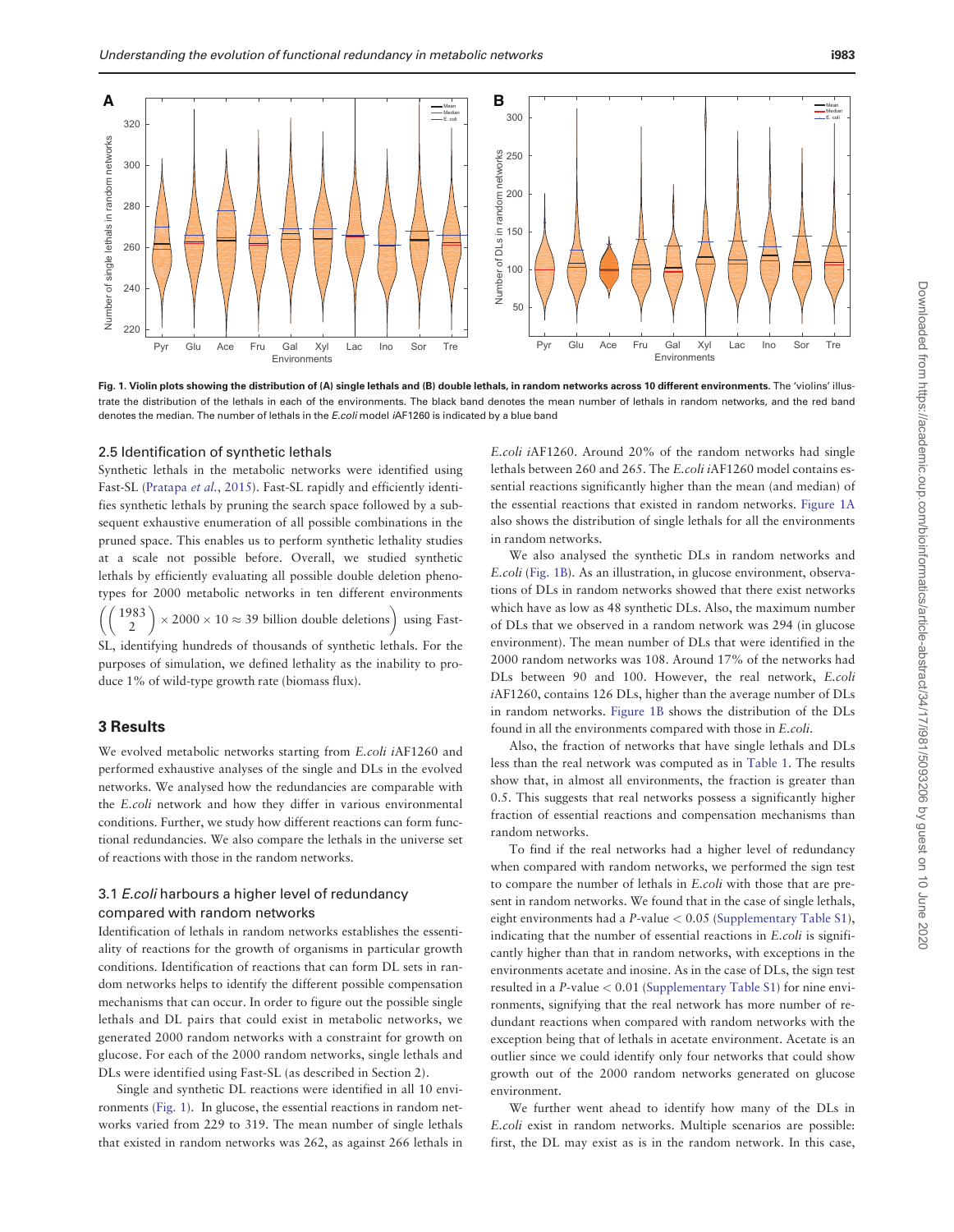Fig. 1. **Violin plots showing the distribution of (A) single lethals and (B) double lethals, in random networks across 10 different environments.** The 'violins' illustrate the distribution of the lethals in each of the environments. The black band denotes the mean number of lethals in random networks, and the red band denotes the median. The number of lethals in the *E.coli* model *i*AF1260 is indicated by a blue band

### 2.5 Identification of synthetic lethals

Synthetic lethals in the metabolic networks were identified using Fast-SL (Pratapa *et al.*, 2015). Fast-SL rapidly and efficiently identifies synthetic lethals by pruning the search space followed by a subsequent exhaustive enumeration of all possible combinations in the pruned space. This enables us to perform synthetic lethality studies at a scale not possible before. Overall, we studied synthetic lethals by efficiently evaluating all possible double deletion phenotypes for 2000 metabolic networks in ten different environments $\left(\binom{1983}{2} \times 2000 \times 10 \approx 39 \text{ billion double deletions}\right)$ using Fast-SL, identifying hundreds of thousands of synthetic lethals. For the purposes of simulation, we defined lethality as the inability to produce 1% of wild-type growth rate (biomass flux).

## 3 Results

We evolved metabolic networks starting from *E.coli i*AF1260 and performed exhaustive analyses of the single and DLs in the evolved networks. We analysed how the redundancies are comparable with the *E.coli* network and how they differ in various environmental conditions. Further, we study how different reactions can form functional redundancies. We also compare the lethals in the universe set of reactions with those in the random networks.

### 3.1 *E.coli* harbours a higher level of redundancy compared with random networks

Identification of lethals in random networks establishes the essentiality of reactions for the growth of organisms in particular growth conditions. Identification of reactions that can form DL sets in random networks helps to identify the different possible compensation mechanisms that can occur. In order to figure out the possible single lethals and DL pairs that could exist in metabolic networks, we generated 2000 random networks with a constraint for growth on glucose. For each of the 2000 random networks, single lethals and DLs were identified using Fast-SL (as described in Section 2).

Single and synthetic DL reactions were identified in all 10 environments (Fig. 1). In glucose, the essential reactions in random networks varied from 229 to 319. The mean number of single lethals that existed in random networks was 262, as against 266 lethals in *E.coli i*AF1260. Around 20% of the random networks had single lethals between 260 and 265. The *E.coli i*AF1260 model contains essential reactions significantly higher than the mean (and median) of the essential reactions that existed in random networks. Figure 1A also shows the distribution of single lethals for all the environments in random networks.

We also analysed the synthetic DLs in random networks and *E.coli* (Fig. 1B). As an illustration, in glucose environment, observations of DLs in random networks showed that there exist networks which have as low as 48 synthetic DLs. Also, the maximum number of DLs that we observed in a random network was 294 (in glucose environment). The mean number of DLs that were identified in the 2000 random networks was 108. Around 17% of the networks had DLs between 90 and 100. However, the real network, *E.coli i*AF1260, contains 126 DLs, higher than the average number of DLs in random networks. Figure 1B shows the distribution of the DLs found in all the environments compared with those in *E.coli*.

Also, the fraction of networks that have single lethals and DLs less than the real network was computed as in Table 1. The results show that, in almost all environments, the fraction is greater than 0.5. This suggests that real networks possess a significantly higher fraction of essential reactions and compensation mechanisms than random networks.

To find if the real networks had a higher level of redundancy when compared with random networks, we performed the sign test to compare the number of lethals in *E.coli* with those that are present in random networks. We found that in the case of single lethals, eight environments had a *P*-value $< 0.05$ (Supplementary Table S1), indicating that the number of essential reactions in *E.coli* is significantly higher than that in random networks, with exceptions in the environments acetate and inosine. As in the case of DLs, the sign test resulted in a *P*-value $< 0.01$ (Supplementary Table S1) for nine environments, signifying that the real network has more number of redundant reactions when compared with random networks with the exception being that of lethals in acetate environment. Acetate is an outlier since we could identify only four networks that could show growth out of the 2000 random networks generated on glucose environment.

We further went ahead to identify how many of the DLs in *E.coli* exist in random networks. Multiple scenarios are possible: first, the DL may exist as is in the random network. In this case,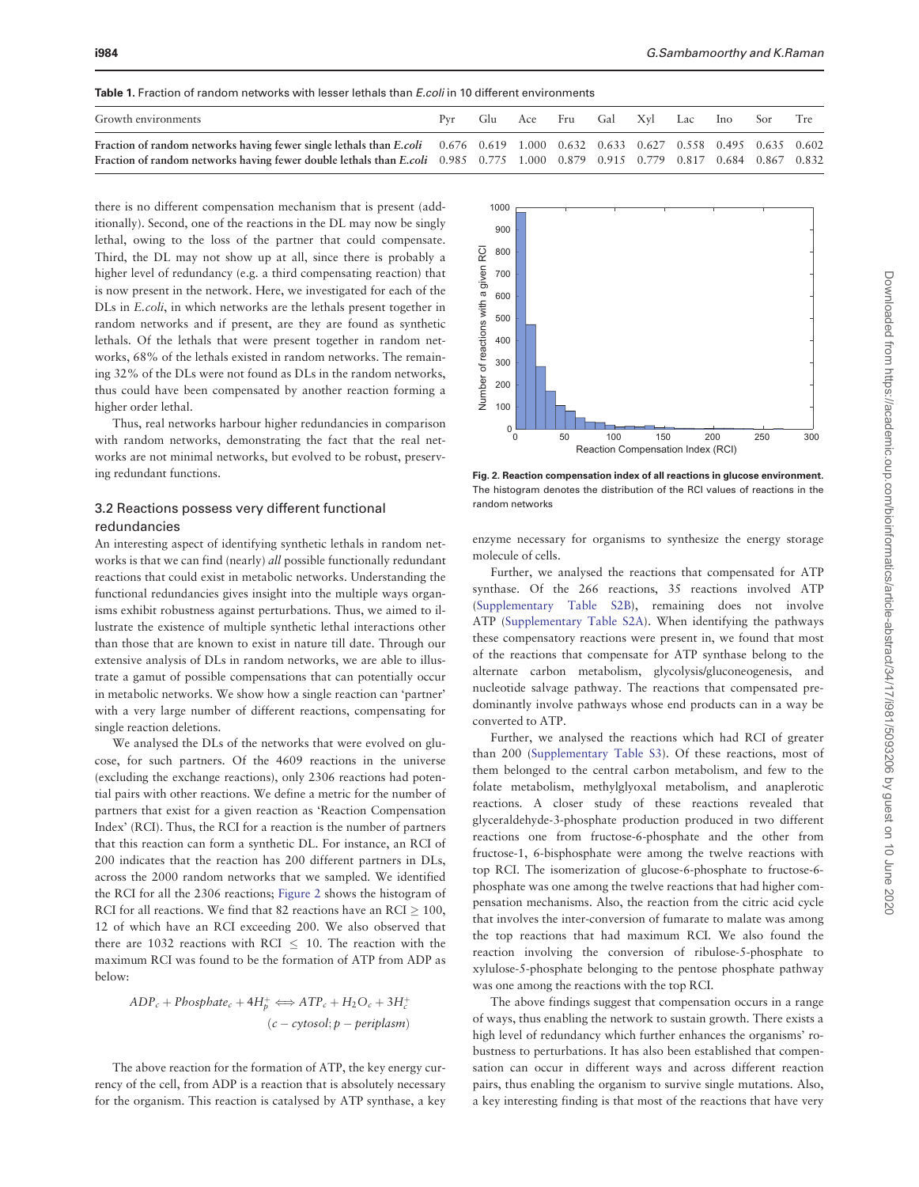**Table 1.** Fraction of random networks with lesser lethals than *E.coli* in 10 different environments

| Growth environments | Pyr | Glu | Ace | Fru | Gal | Xyl | Lac | Ino | Sor | Tre |
|---|---|---|---|---|---|---|---|---|---|---|
| **Fraction of random networks having fewer single lethals than *E.coli*** | 0.676 | 0.619 | 1.000 | 0.632 | 0.633 | 0.627 | 0.558 | 0.495 | 0.635 | 0.602 |
| **Fraction of random networks having fewer double lethals than *E.coli*** | 0.985 | 0.775 | 1.000 | 0.879 | 0.915 | 0.779 | 0.817 | 0.684 | 0.867 | 0.832 |

there is no different compensation mechanism that is present (additionally). Second, one of the reactions in the DL may now be singly lethal, owing to the loss of the partner that could compensate. Third, the DL may not show up at all, since there is probably a higher level of redundancy (e.g. a third compensating reaction) that is now present in the network. Here, we investigated for each of the DLs in *E.coli*, in which networks are the lethals present together in random networks and if present, are they found as synthetic lethals. Of the lethals that were present together in random networks, 68% of the lethals existed in random networks. The remaining 32% of the DLs were not found as DLs in the random networks, thus could have been compensated by another reaction forming a higher order lethal.

Thus, real networks harbour higher redundancies in comparison with random networks, demonstrating the fact that the real networks are not minimal networks, but evolved to be robust, preserving redundant functions.

## 3.2 Reactions possess very different functional redundancies

An interesting aspect of identifying synthetic lethals in random networks is that we can find (nearly) *all* possible functionally redundant reactions that could exist in metabolic networks. Understanding the functional redundancies gives insight into the multiple ways organisms exhibit robustness against perturbations. Thus, we aimed to illustrate the existence of multiple synthetic lethal interactions other than those that are known to exist in nature till date. Through our extensive analysis of DLs in random networks, we are able to illustrate a gamut of possible compensations that can potentially occur in metabolic networks. We show how a single reaction can 'partner' with a very large number of different reactions, compensating for single reaction deletions.

We analysed the DLs of the networks that were evolved on glucose, for such partners. Of the 4609 reactions in the universe (excluding the exchange reactions), only 2306 reactions had potential pairs with other reactions. We define a metric for the number of partners that exist for a given reaction as 'Reaction Compensation Index' (RCI). Thus, the RCI for a reaction is the number of partners that this reaction can form a synthetic DL. For instance, an RCI of 200 indicates that the reaction has 200 different partners in DLs, across the 2000 random networks that we sampled. We identified the RCI for all the 2306 reactions; Figure 2 shows the histogram of RCI for all reactions. We find that 82 reactions have an RCI $\geq$ 100, 12 of which have an RCI exceeding 200. We also observed that there are 1032 reactions with RCI $\leq$ 10. The reaction with the maximum RCI was found to be the formation of ATP from ADP as below:

$$ADP_c + Phosphate_c + 4H_p^+ \Longleftrightarrow ATP_c + H_2O_c + 3H_c^+$$
$$(c - cytosol; p - periplasm)$$

The above reaction for the formation of ATP, the key energy currency of the cell, from ADP is a reaction that is absolutely necessary for the organism. This reaction is catalysed by ATP synthase, a key enzyme necessary for organisms to synthesize the energy storage molecule of cells.

**Fig. 2. Reaction compensation index of all reactions in glucose environment.** The histogram denotes the distribution of the RCI values of reactions in the random networks

Further, we analysed the reactions that compensated for ATP synthase. Of the 266 reactions, 35 reactions involved ATP (Supplementary Table S2B), remaining does not involve ATP (Supplementary Table S2A). When identifying the pathways these compensatory reactions were present in, we found that most of the reactions that compensate for ATP synthase belong to the alternate carbon metabolism, glycolysis/gluconeogenesis, and nucleotide salvage pathway. The reactions that compensated predominantly involve pathways whose end products can in a way be converted to ATP.

Further, we analysed the reactions which had RCI of greater than 200 (Supplementary Table S3). Of these reactions, most of them belonged to the central carbon metabolism, and few to the folate metabolism, methylglyoxal metabolism, and anaplerotic reactions. A closer study of these reactions revealed that glyceraldehyde-3-phosphate production produced in two different reactions one from fructose-6-phosphate and the other from fructose-1, 6-bisphosphate were among the twelve reactions with top RCI. The isomerization of glucose-6-phosphate to fructose-6-phosphate was one among the twelve reactions that had higher compensation mechanisms. Also, the reaction from the citric acid cycle that involves the inter-conversion of fumarate to malate was among the top reactions that had maximum RCI. We also found the reaction involving the conversion of ribulose-5-phosphate to xylulose-5-phosphate belonging to the pentose phosphate pathway was one among the reactions with the top RCI.

The above findings suggest that compensation occurs in a range of ways, thus enabling the network to sustain growth. There exists a high level of redundancy which further enhances the organisms' robustness to perturbations. It has also been established that compensation can occur in different ways and across different reaction pairs, thus enabling the organism to survive single mutations. Also, a key interesting finding is that most of the reactions that have very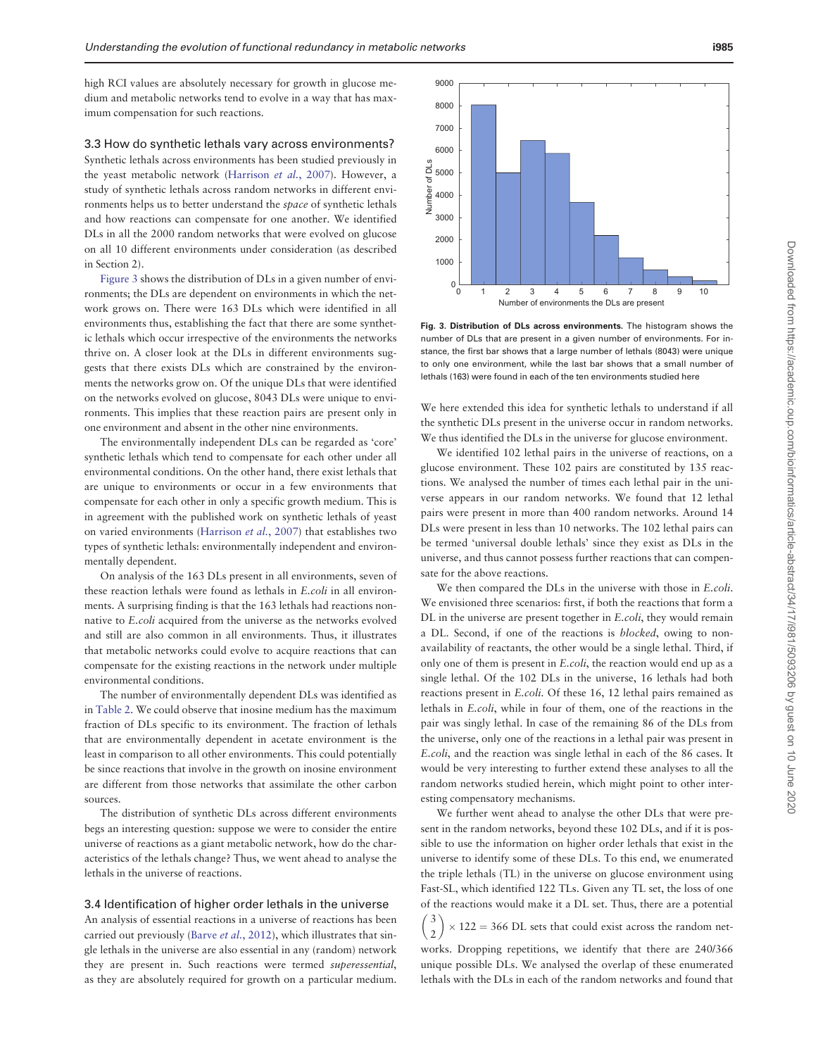high RCI values are absolutely necessary for growth in glucose medium and metabolic networks tend to evolve in a way that has maximum compensation for such reactions.

### 3.3 How do synthetic lethals vary across environments?

Synthetic lethals across environments has been studied previously in the yeast metabolic network (Harrison *et al.*, 2007). However, a study of synthetic lethals across random networks in different environments helps us to better understand the *space* of synthetic lethals and how reactions can compensate for one another. We identified DLs in all the 2000 random networks that were evolved on glucose on all 10 different environments under consideration (as described in Section 2).

Figure 3 shows the distribution of DLs in a given number of environments; the DLs are dependent on environments in which the network grows on. There were 163 DLs which were identified in all environments thus, establishing the fact that there are some synthetic lethals which occur irrespective of the environments the networks thrive on. A closer look at the DLs in different environments suggests that there exists DLs which are constrained by the environments the networks grow on. Of the unique DLs that were identified on the networks evolved on glucose, 8043 DLs were unique to environments. This implies that these reaction pairs are present only in one environment and absent in the other nine environments.

The environmentally independent DLs can be regarded as 'core' synthetic lethals which tend to compensate for each other under all environmental conditions. On the other hand, there exist lethals that are unique to environments or occur in a few environments that compensate for each other in only a specific growth medium. This is in agreement with the published work on synthetic lethals of yeast on varied environments (Harrison *et al.*, 2007) that establishes two types of synthetic lethals: environmentally independent and environmentally dependent.

On analysis of the 163 DLs present in all environments, seven of these reaction lethals were found as lethals in *E.coli* in all environments. A surprising finding is that the 163 lethals had reactions non-native to *E.coli* acquired from the universe as the networks evolved and still are also common in all environments. Thus, it illustrates that metabolic networks could evolve to acquire reactions that can compensate for the existing reactions in the network under multiple environmental conditions.

The number of environmentally dependent DLs was identified as in Table 2. We could observe that inosine medium has the maximum fraction of DLs specific to its environment. The fraction of lethals that are environmentally dependent in acetate environment is the least in comparison to all other environments. This could potentially be since reactions that involve in the growth on inosine environment are different from those networks that assimilate the other carbon sources.

The distribution of synthetic DLs across different environments begs an interesting question: suppose we were to consider the entire universe of reactions as a giant metabolic network, how do the characteristics of the lethals change? Thus, we went ahead to analyse the lethals in the universe of reactions.

### 3.4 Identification of higher order lethals in the universe

An analysis of essential reactions in a universe of reactions has been carried out previously (Barve *et al.*, 2012), which illustrates that single lethals in the universe are also essential in any (random) network they are present in. Such reactions were termed *superessential*, as they are absolutely required for growth on a particular medium.

**Fig. 3. Distribution of DLs across environments.** The histogram shows the number of DLs that are present in a given number of environments. For instance, the first bar shows that a large number of lethals (8043) were unique to only one environment, while the last bar shows that a small number of lethals (163) were found in each of the ten environments studied here

We here extended this idea for synthetic lethals to understand if all the synthetic DLs present in the universe occur in random networks. We thus identified the DLs in the universe for glucose environment.

We identified 102 lethal pairs in the universe of reactions, on a glucose environment. These 102 pairs are constituted by 135 reactions. We analysed the number of times each lethal pair in the universe appears in our random networks. We found that 12 lethal pairs were present in more than 400 random networks. Around 14 DLs were present in less than 10 networks. The 102 lethal pairs can be termed 'universal double lethals' since they exist as DLs in the universe, and thus cannot possess further reactions that can compensate for the above reactions.

We then compared the DLs in the universe with those in *E.coli*. We envisioned three scenarios: first, if both the reactions that form a DL in the universe are present together in *E.coli*, they would remain a DL. Second, if one of the reactions is *blocked*, owing to non-availability of reactants, the other would be a single lethal. Third, if only one of them is present in *E.coli*, the reaction would end up as a single lethal. Of the 102 DLs in the universe, 16 lethals had both reactions present in *E.coli*. Of these 16, 12 lethal pairs remained as lethals in *E.coli*, while in four of them, one of the reactions in the pair was singly lethal. In case of the remaining 86 of the DLs from the universe, only one of the reactions in a lethal pair was present in *E.coli*, and the reaction was single lethal in each of the 86 cases. It would be very interesting to further extend these analyses to all the random networks studied herein, which might point to other interesting compensatory mechanisms.

We further went ahead to analyse the other DLs that were present in the random networks, beyond these 102 DLs, and if it is possible to use the information on higher order lethals that exist in the universe to identify some of these DLs. To this end, we enumerated the triple lethals (TL) in the universe on glucose environment using Fast-SL, which identified 122 TLs. Given any TL set, the loss of one of the reactions would make it a DL set. Thus, there are a potential $\binom{3}{2} \times 122 = 366$ DL sets that could exist across the random networks. Dropping repetitions, we identify that there are 240/366 unique possible DLs. We analysed the overlap of these enumerated lethals with the DLs in each of the random networks and found that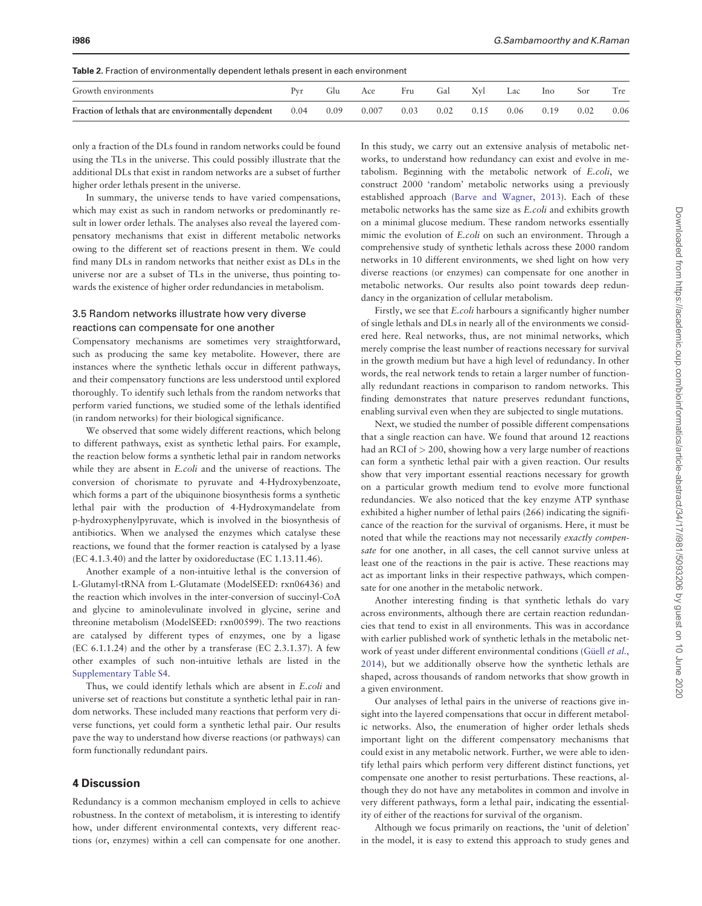**Table 2.** Fraction of environmentally dependent lethals present in each environment

| Growth environments | Pyr | Glu | Ace | Fru | Gal | Xyl | Lac | Ino | Sor | Tre |
|---|---|---|---|---|---|---|---|---|---|---|
| **Fraction of lethals that are environmentally dependent** | 0.04 | 0.09 | 0.007 | 0.03 | 0.02 | 0.15 | 0.06 | 0.19 | 0.02 | 0.06 |

only a fraction of the DLs found in random networks could be found using the TLs in the universe. This could possibly illustrate that the additional DLs that exist in random networks are a subset of further higher order lethals present in the universe.

In summary, the universe tends to have varied compensations, which may exist as such in random networks or predominantly result in lower order lethals. The analyses also reveal the layered compensatory mechanisms that exist in different metabolic networks owing to the different set of reactions present in them. We could find many DLs in random networks that neither exist as DLs in the universe nor are a subset of TLs in the universe, thus pointing towards the existence of higher order redundancies in metabolism.

### 3.5 Random networks illustrate how very diverse reactions can compensate for one another

Compensatory mechanisms are sometimes very straightforward, such as producing the same key metabolite. However, there are instances where the synthetic lethals occur in different pathways, and their compensatory functions are less understood until explored thoroughly. To identify such lethals from the random networks that perform varied functions, we studied some of the lethals identified (in random networks) for their biological significance.

We observed that some widely different reactions, which belong to different pathways, exist as synthetic lethal pairs. For example, the reaction below forms a synthetic lethal pair in random networks while they are absent in *E.coli* and the universe of reactions. The conversion of chorismate to pyruvate and 4-Hydroxybenzoate, which forms a part of the ubiquinone biosynthesis forms a synthetic lethal pair with the production of 4-Hydroxymandelate from p-hydroxyphenylpyruvate, which is involved in the biosynthesis of antibiotics. When we analysed the enzymes which catalyse these reactions, we found that the former reaction is catalysed by a lyase (EC 4.1.3.40) and the latter by oxidoreductase (EC 1.13.11.46).

Another example of a non-intuitive lethal is the conversion of L-Glutamyl-tRNA from L-Glutamate (ModelSEED: rxn06436) and the reaction which involves in the inter-conversion of succinyl-CoA and glycine to aminolevulinate involved in glycine, serine and threonine metabolism (ModelSEED: rxn00599). The two reactions are catalysed by different types of enzymes, one by a ligase (EC 6.1.1.24) and the other by a transferase (EC 2.3.1.37). A few other examples of such non-intuitive lethals are listed in the Supplementary Table S4.

Thus, we could identify lethals which are absent in *E.coli* and universe set of reactions but constitute a synthetic lethal pair in random networks. These included many reactions that perform very diverse functions, yet could form a synthetic lethal pair. Our results pave the way to understand how diverse reactions (or pathways) can form functionally redundant pairs.

## 4 Discussion

Redundancy is a common mechanism employed in cells to achieve robustness. In the context of metabolism, it is interesting to identify how, under different environmental contexts, very different reactions (or, enzymes) within a cell can compensate for one another. In this study, we carry out an extensive analysis of metabolic networks, to understand how redundancy can exist and evolve in metabolism. Beginning with the metabolic network of *E.coli*, we construct 2000 'random' metabolic networks using a previously established approach (Barve and Wagner, 2013). Each of these metabolic networks has the same size as *E.coli* and exhibits growth on a minimal glucose medium. These random networks essentially mimic the evolution of *E.coli* on such an environment. Through a comprehensive study of synthetic lethals across these 2000 random networks in 10 different environments, we shed light on how very diverse reactions (or enzymes) can compensate for one another in metabolic networks. Our results also point towards deep redundancy in the organization of cellular metabolism.

Firstly, we see that *E.coli* harbours a significantly higher number of single lethals and DLs in nearly all of the environments we considered here. Real networks, thus, are not minimal networks, which merely comprise the least number of reactions necessary for survival in the growth medium but have a high level of redundancy. In other words, the real network tends to retain a larger number of functionally redundant reactions in comparison to random networks. This finding demonstrates that nature preserves redundant functions, enabling survival even when they are subjected to single mutations.

Next, we studied the number of possible different compensations that a single reaction can have. We found that around 12 reactions had an RCI of $> 200$, showing how a very large number of reactions can form a synthetic lethal pair with a given reaction. Our results show that very important essential reactions necessary for growth on a particular growth medium tend to evolve more functional redundancies. We also noticed that the key enzyme ATP synthase exhibited a higher number of lethal pairs (266) indicating the significance of the reaction for the survival of organisms. Here, it must be noted that while the reactions may not necessarily *exactly compensate* for one another, in all cases, the cell cannot survive unless at least one of the reactions in the pair is active. These reactions may act as important links in their respective pathways, which compensate for one another in the metabolic network.

Another interesting finding is that synthetic lethals do vary across environments, although there are certain reaction redundancies that tend to exist in all environments. This was in accordance with earlier published work of synthetic lethals in the metabolic network of yeast under different environmental conditions (Güell *et al.*, 2014), but we additionally observe how the synthetic lethals are shaped, across thousands of random networks that show growth in a given environment.

Our analyses of lethal pairs in the universe of reactions give insight into the layered compensations that occur in different metabolic networks. Also, the enumeration of higher order lethals sheds important light on the different compensatory mechanisms that could exist in any metabolic network. Further, we were able to identify lethal pairs which perform very different distinct functions, yet compensate one another to resist perturbations. These reactions, although they do not have any metabolites in common and involve in very different pathways, form a lethal pair, indicating the essentiality of either of the reactions for survival of the organism.

Although we focus primarily on reactions, the 'unit of deletion' in the model, it is easy to extend this approach to study genes and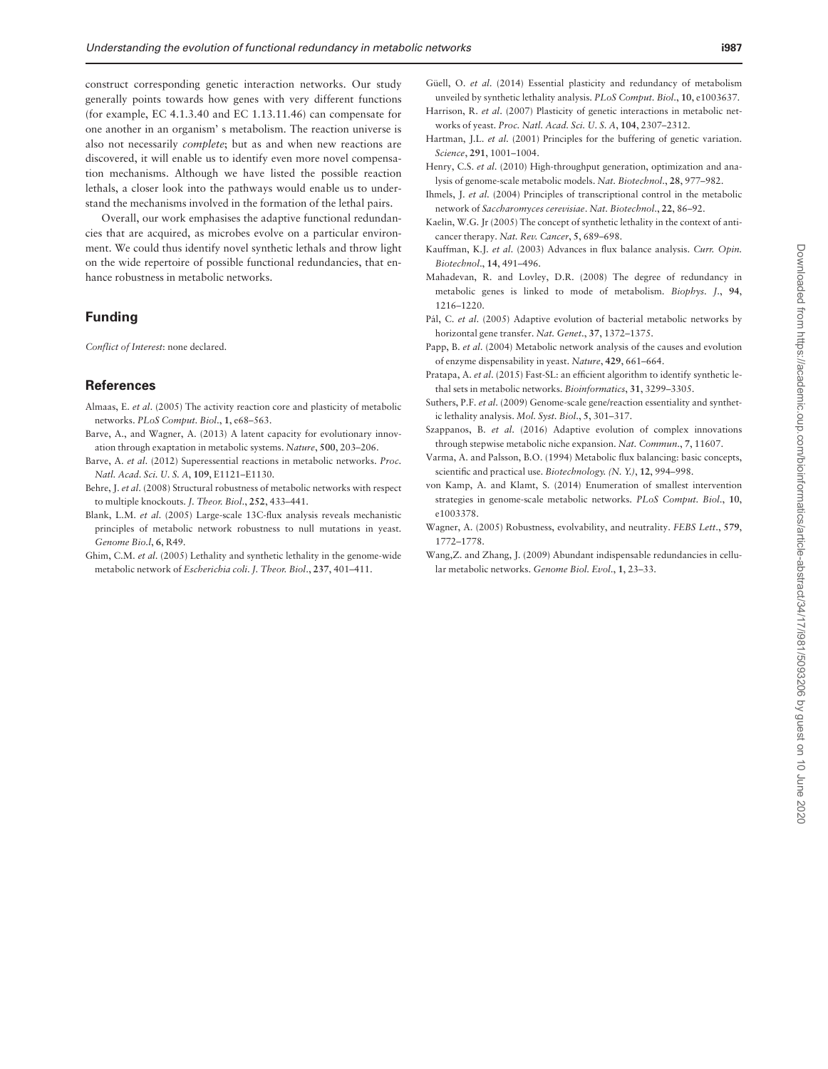construct corresponding genetic interaction networks. Our study generally points towards how genes with very different functions (for example, EC 4.1.3.40 and EC 1.13.11.46) can compensate for one another in an organism' s metabolism. The reaction universe is also not necessarily *complete*; but as and when new reactions are discovered, it will enable us to identify even more novel compensation mechanisms. Although we have listed the possible reaction lethals, a closer look into the pathways would enable us to understand the mechanisms involved in the formation of the lethal pairs.

Overall, our work emphasises the adaptive functional redundancies that are acquired, as microbes evolve on a particular environment. We could thus identify novel synthetic lethals and throw light on the wide repertoire of possible functional redundancies, that enhance robustness in metabolic networks.

## Funding

*Conflict of Interest*: none declared.

## References

Almaas, E. *et al*. (2005) The activity reaction core and plasticity of metabolic networks. *PLoS Comput. Biol*., **1**, e68–563.

Barve, A., and Wagner, A. (2013) A latent capacity for evolutionary innovation through exaptation in metabolic systems. *Nature*, **500**, 203–206.

Barve, A. *et al*. (2012) Superessential reactions in metabolic networks. *Proc. Natl. Acad. Sci. U. S. A*, **109**, E1121–E1130.

Behre, J. *et al*. (2008) Structural robustness of metabolic networks with respect to multiple knockouts. *J. Theor. Biol*., **252**, 433–441.

Blank, L.M. *et al*. (2005) Large-scale 13C-flux analysis reveals mechanistic principles of metabolic network robustness to null mutations in yeast. *Genome Bio.l*, **6**, R49.

Ghim, C.M. *et al*. (2005) Lethality and synthetic lethality in the genome-wide metabolic network of *Escherichia coli*. *J. Theor. Biol*., **237**, 401–411.

Güell, O. *et al*. (2014) Essential plasticity and redundancy of metabolism unveiled by synthetic lethality analysis. *PLoS Comput. Biol*., **10**, e1003637.

Harrison, R. *et al*. (2007) Plasticity of genetic interactions in metabolic networks of yeast. *Proc. Natl. Acad. Sci. U. S. A*, **104**, 2307–2312.

Hartman, J.L. *et al*. (2001) Principles for the buffering of genetic variation. *Science*, **291**, 1001–1004.

Henry, C.S. *et al*. (2010) High-throughput generation, optimization and analysis of genome-scale metabolic models. *Nat. Biotechnol*., **28**, 977–982.

Ihmels, J. *et al*. (2004) Principles of transcriptional control in the metabolic network of *Saccharomyces cerevisiae*. *Nat. Biotechnol*., **22**, 86–92.

Kaelin, W.G. Jr (2005) The concept of synthetic lethality in the context of anticancer therapy. *Nat. Rev. Cancer*, **5**, 689–698.

Kauffman, K.J. *et al*. (2003) Advances in flux balance analysis. *Curr. Opin. Biotechnol*., **14**, 491–496.

Mahadevan, R. and Lovley, D.R. (2008) The degree of redundancy in metabolic genes is linked to mode of metabolism. *Biophys. J*., **94**, 1216–1220.

Pál, C. *et al*. (2005) Adaptive evolution of bacterial metabolic networks by horizontal gene transfer. *Nat. Genet*., **37**, 1372–1375.

Papp, B. *et al*. (2004) Metabolic network analysis of the causes and evolution of enzyme dispensability in yeast. *Nature*, **429**, 661–664.

Pratapa, A. *et al*. (2015) Fast-SL: an efficient algorithm to identify synthetic lethal sets in metabolic networks. *Bioinformatics*, **31**, 3299–3305.

Suthers, P.F. *et al*. (2009) Genome-scale gene/reaction essentiality and synthetic lethality analysis. *Mol. Syst. Biol*., **5**, 301–317.

Szappanos, B. *et al*. (2016) Adaptive evolution of complex innovations through stepwise metabolic niche expansion. *Nat. Commun*., **7**, 11607.

Varma, A. and Palsson, B.O. (1994) Metabolic flux balancing: basic concepts, scientific and practical use. *Biotechnology. (N. Y.)*, **12**, 994–998.

von Kamp, A. and Klamt, S. (2014) Enumeration of smallest intervention strategies in genome-scale metabolic networks. *PLoS Comput. Biol*., **10**, e1003378.

Wagner, A. (2005) Robustness, evolvability, and neutrality. *FEBS Lett*., **579**, 1772–1778.

Wang,Z. and Zhang, J. (2009) Abundant indispensable redundancies in cellular metabolic networks. *Genome Biol. Evol*., **1**, 23–33.